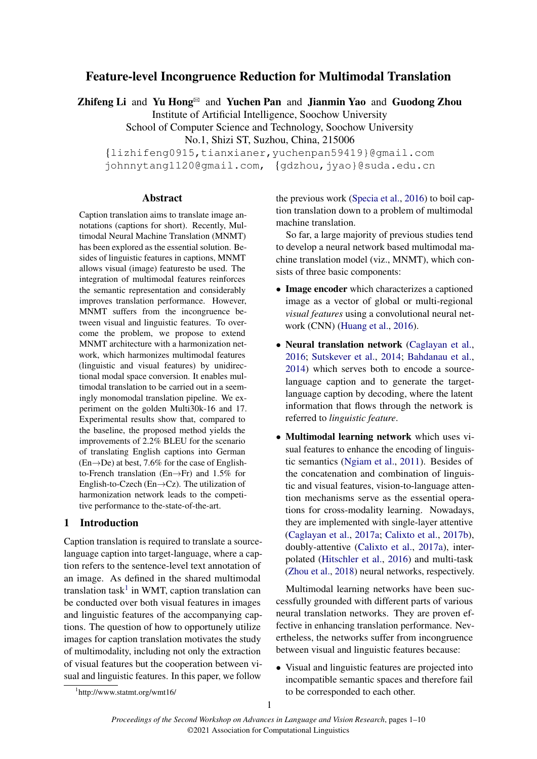# Feature-level Incongruence Reduction for Multimodal Translation

**Zhifeng Li** and **Yu Hong**✉ and **Yuchen Pan** and **Jianmin Yao** and **Guodong Zhou**

Institute of Artificial Intelligence, Soochow University
School of Computer Science and Technology, Soochow University
No.1, Shizi ST, Suzhou, China, 215006

{lizhifeng0915,tianxianer,yuchenpan59419}@gmail.com
johnnytang1120@gmail.com, {gdzhou,jyao}@suda.edu.cn

## Abstract

Caption translation aims to translate image annotations (captions for short). Recently, Multimodal Neural Machine Translation (MNMT) has been explored as the essential solution. Besides of linguistic features in captions, MNMT allows visual (image) featuresto be used. The integration of multimodal features reinforces the semantic representation and considerably improves translation performance. However, MNMT suffers from the incongruence between visual and linguistic features. To overcome the problem, we propose to extend MNMT architecture with a harmonization network, which harmonizes multimodal features (linguistic and visual features) by unidirectional modal space conversion. It enables multimodal translation to be carried out in a seemingly monomodal translation pipeline. We experiment on the golden Multi30k-16 and 17. Experimental results show that, compared to the baseline, the proposed method yields the improvements of 2.2% BLEU for the scenario of translating English captions into German (En→De) at best, 7.6% for the case of English-to-French translation (En→Fr) and 1.5% for English-to-Czech (En→Cz). The utilization of harmonization network leads to the competitive performance to the-state-of-the-art.

## 1 Introduction

Caption translation is required to translate a source-language caption into target-language, where a caption refers to the sentence-level text annotation of an image. As defined in the shared multimodal translation task[1] in WMT, caption translation can be conducted over both visual features in images and linguistic features of the accompanying captions. The question of how to opportunely utilize images for caption translation motivates the study of multimodality, including not only the extraction of visual features but the cooperation between visual and linguistic features. In this paper, we follow the previous work (Specia et al., 2016) to boil caption translation down to a problem of multimodal machine translation.

[1]http://www.statmt.org/wmt16/

So far, a large majority of previous studies tend to develop a neural network based multimodal machine translation model (viz., MNMT), which consists of three basic components:

- **Image encoder** which characterizes a captioned image as a vector of global or multi-regional *visual features* using a convolutional neural network (CNN) (Huang et al., 2016).
- **Neural translation network** (Caglayan et al., 2016; Sutskever et al., 2014; Bahdanau et al., 2014) which serves both to encode a source-language caption and to generate the target-language caption by decoding, where the latent information that flows through the network is referred to *linguistic feature*.
- **Multimodal learning network** which uses visual features to enhance the encoding of linguistic semantics (Ngiam et al., 2011). Besides of the concatenation and combination of linguistic and visual features, vision-to-language attention mechanisms serve as the essential operations for cross-modality learning. Nowadays, they are implemented with single-layer attentive (Caglayan et al., 2017a; Calixto et al., 2017b), doubly-attentive (Calixto et al., 2017a), interpolated (Hitschler et al., 2016) and multi-task (Zhou et al., 2018) neural networks, respectively.

Multimodal learning networks have been successfully grounded with different parts of various neural translation networks. They are proven effective in enhancing translation performance. Nevertheless, the networks suffer from incongruence between visual and linguistic features because:

- Visual and linguistic features are projected into incompatible semantic spaces and therefore fail to be corresponded to each other.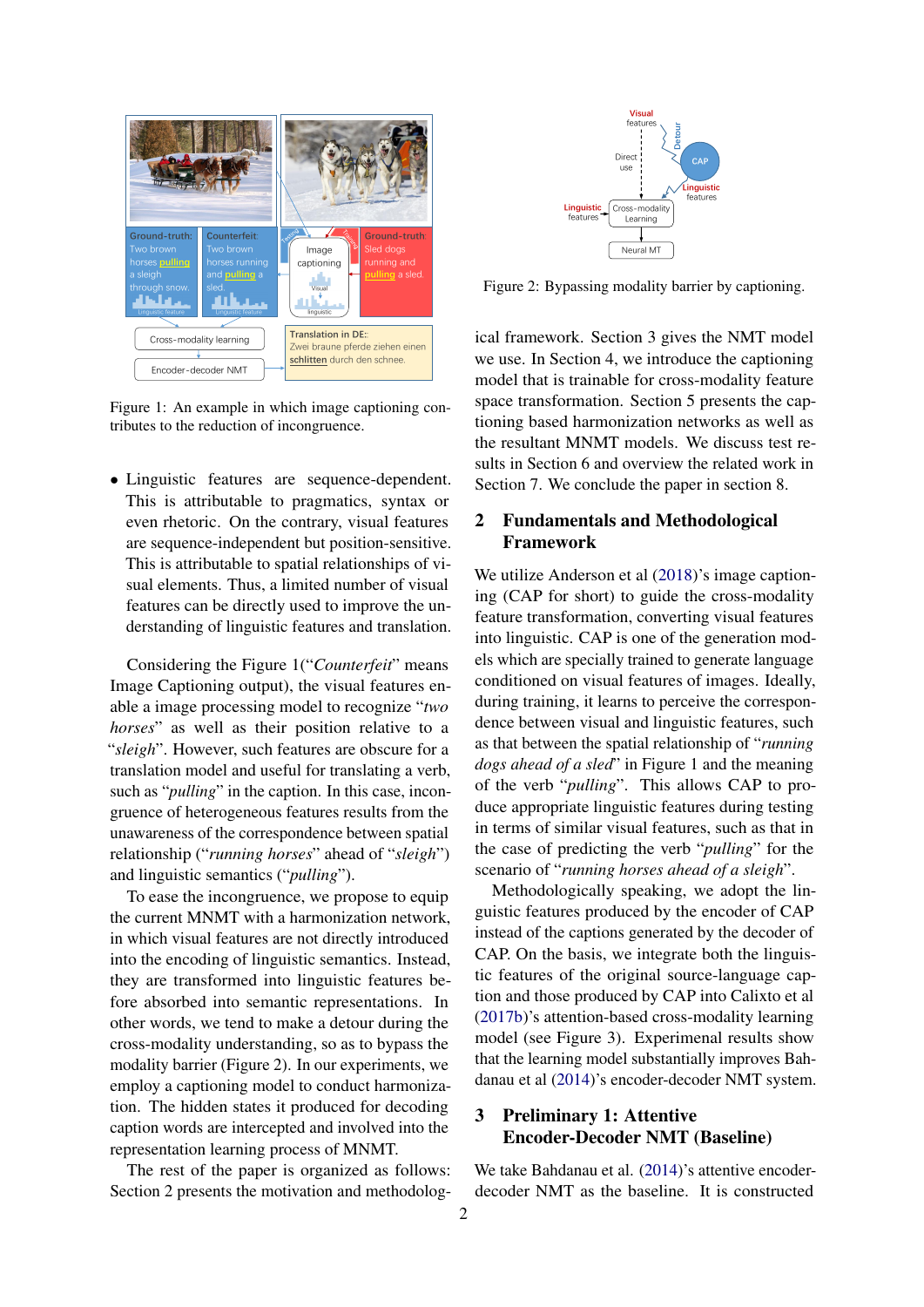Figure 1: An example in which image captioning contributes to the reduction of incongruence.

- Linguistic features are sequence-dependent. This is attributable to pragmatics, syntax or even rhetoric. On the contrary, visual features are sequence-independent but position-sensitive. This is attributable to spatial relationships of visual elements. Thus, a limited number of visual features can be directly used to improve the understanding of linguistic features and translation.

Considering the Figure 1(“*Counterfeit*” means Image Captioning output), the visual features enable a image processing model to recognize “*two horses*” as well as their position relative to a “*sleigh*”. However, such features are obscure for a translation model and useful for translating a verb, such as “*pulling*” in the caption. In this case, incongruence of heterogeneous features results from the unawareness of the correspondence between spatial relationship (“*running horses*” ahead of “*sleigh*”) and linguistic semantics (“*pulling*”).

To ease the incongruence, we propose to equip the current MNMT with a harmonization network, in which visual features are not directly introduced into the encoding of linguistic semantics. Instead, they are transformed into linguistic features before absorbed into semantic representations. In other words, we tend to make a detour during the cross-modality understanding, so as to bypass the modality barrier (Figure 2). In our experiments, we employ a captioning model to conduct harmonization. The hidden states it produced for decoding caption words are intercepted and involved into the representation learning process of MNMT.

The rest of the paper is organized as follows: Section 2 presents the motivation and methodological framework. Section 3 gives the NMT model we use. In Section 4, we introduce the captioning model that is trainable for cross-modality feature space transformation. Section 5 presents the captioning based harmonization networks as well as the resultant MNMT models. We discuss test results in Section 6 and overview the related work in Section 7. We conclude the paper in section 8.

Figure 2: Bypassing modality barrier by captioning.

## 2 Fundamentals and Methodological Framework

We utilize Anderson et al (2018)’s image captioning (CAP for short) to guide the cross-modality feature transformation, converting visual features into linguistic. CAP is one of the generation models which are specially trained to generate language conditioned on visual features of images. Ideally, during training, it learns to perceive the correspondence between visual and linguistic features, such as that between the spatial relationship of “*running dogs ahead of a sled*” in Figure 1 and the meaning of the verb “*pulling*”. This allows CAP to produce appropriate linguistic features during testing in terms of similar visual features, such as that in the case of predicting the verb “*pulling*” for the scenario of “*running horses ahead of a sleigh*”.

Methodologically speaking, we adopt the linguistic features produced by the encoder of CAP instead of the captions generated by the decoder of CAP. On the basis, we integrate both the linguistic features of the original source-language caption and those produced by CAP into Calixto et al (2017b)’s attention-based cross-modality learning model (see Figure 3). Experimenal results show that the learning model substantially improves Bahdanau et al (2014)’s encoder-decoder NMT system.

## 3 Preliminary 1: Attentive Encoder-Decoder NMT (Baseline)

We take Bahdanau et al. (2014)’s attentive encoder-decoder NMT as the baseline. It is constructed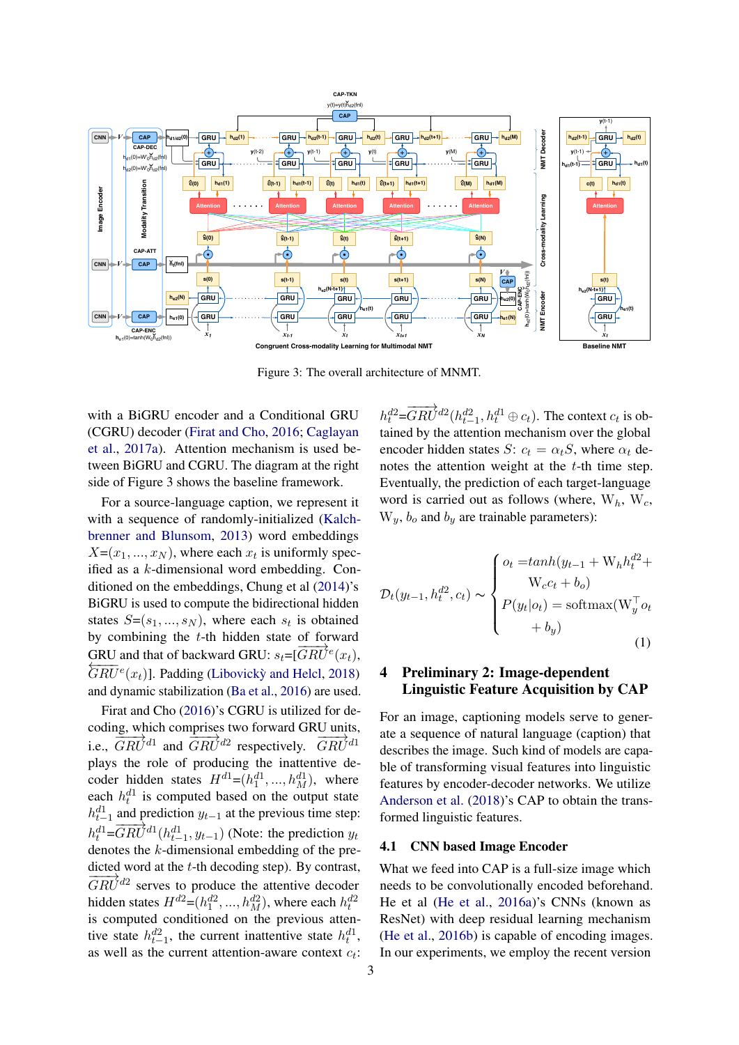Figure 3: The overall architecture of MNMT.

with a BiGRU encoder and a Conditional GRU (CGRU) decoder (Firat and Cho, 2016; Caglayan et al., 2017a). Attention mechanism is used between BiGRU and CGRU. The diagram at the right side of Figure 3 shows the baseline framework.

For a source-language caption, we represent it with a sequence of randomly-initialized (Kalchbrenner and Blunsom, 2013) word embeddings $X$=($x_1, ..., x_N$), where each $x_t$ is uniformly specified as a $k$-dimensional word embedding. Conditioned on the embeddings, Chung et al (2014)'s BiGRU is used to compute the bidirectional hidden states $S$=($s_1, ..., s_N$), where each $s_t$ is obtained by combining the $t$-th hidden state of forward GRU and that of backward GRU: $s_t$=[$\overrightarrow{GRU}^e(x_t)$, $\overleftarrow{GRU}^e(x_t)$]. Padding (Libovický and Helcl, 2018) and dynamic stabilization (Ba et al., 2016) are used.

Firat and Cho (2016)'s CGRU is utilized for decoding, which comprises two forward GRU units, i.e., $\overrightarrow{GRU}^{d1}$ and $\overrightarrow{GRU}^{d2}$ respectively. $\overrightarrow{GRU}^{d1}$ plays the role of producing the inattentive decoder hidden states $H^{d1}$=($h_1^{d1}, ..., h_M^{d1}$), where each $h_t^{d1}$ is computed based on the output state $h_{t-1}^{d1}$ and prediction $y_{t-1}$ at the previous time step: $h_t^{d1}$=$\overrightarrow{GRU}^{d1}(h_{t-1}^{d1}, y_{t-1})$ (Note: the prediction $y_t$ denotes the $k$-dimensional embedding of the predicted word at the $t$-th decoding step). By contrast, $\overrightarrow{GRU}^{d2}$ serves to produce the attentive decoder hidden states $H^{d2}$=($h_1^{d2}, ..., h_M^{d2}$), where each $h_t^{d2}$ is computed conditioned on the previous attentive state $h_{t-1}^{d2}$, the current inattentive state $h_t^{d1}$, as well as the current attention-aware context $c_t$: $h_t^{d2}$=$\overrightarrow{GRU}^{d2}(h_{t-1}^{d2}, h_t^{d1} \oplus c_t)$. The context $c_t$ is obtained by the attention mechanism over the global encoder hidden states $S$: $c_t = \alpha_t S$, where $\alpha_t$ denotes the attention weight at the $t$-th time step. Eventually, the prediction of each target-language word is carried out as follows (where, $\mathrm{W}_h$, $\mathrm{W}_c$, $\mathrm{W}_y$, $b_o$ and $b_y$ are trainable parameters):

$$\mathcal{D}_t(y_{t-1}, h_t^{d2}, c_t) \sim \begin{cases} o_t = tanh(y_{t-1} + \mathrm{W}_h h_t^{d2} + \\ \qquad \mathrm{W}_c c_t + b_o) \\ P(y_t|o_t) = \mathrm{softmax}(\mathrm{W}_y^\top o_t \\ \qquad + b_y) \end{cases} \tag{1}$$

## 4 Preliminary 2: Image-dependent Linguistic Feature Acquisition by CAP

For an image, captioning models serve to generate a sequence of natural language (caption) that describes the image. Such kind of models are capable of transforming visual features into linguistic features by encoder-decoder networks. We utilize Anderson et al. (2018)'s CAP to obtain the transformed linguistic features.

### 4.1 CNN based Image Encoder

What we feed into CAP is a full-size image which needs to be convolutionally encoded beforehand. He et al (He et al., 2016a)'s CNNs (known as ResNet) with deep residual learning mechanism (He et al., 2016b) is capable of encoding images. In our experiments, we employ the recent version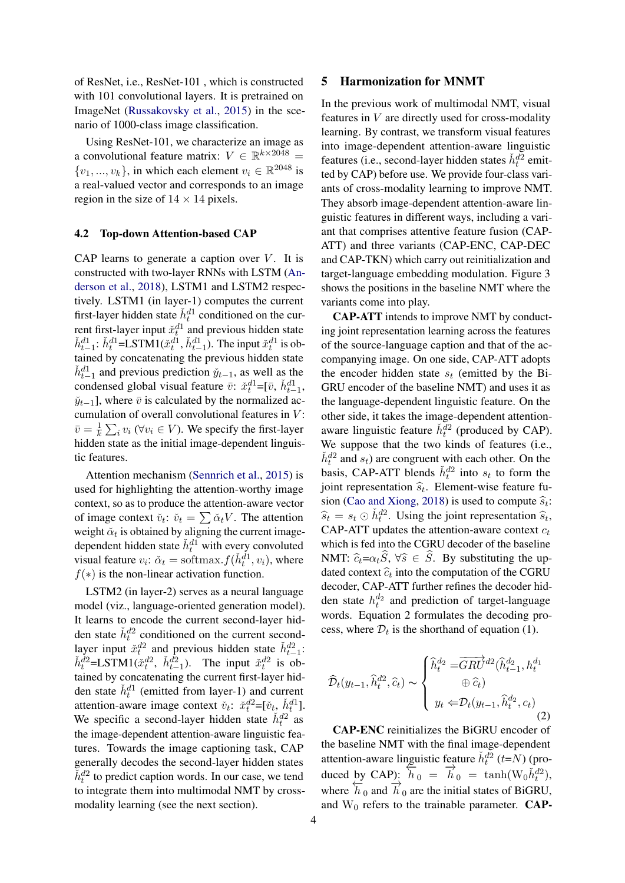of ResNet, i.e., ResNet-101 , which is constructed with 101 convolutional layers. It is pretrained on ImageNet (Russakovsky et al., 2015) in the scenario of 1000-class image classification.

Using ResNet-101, we characterize an image as a convolutional feature matrix: $V \in \mathbb{R}^{k \times 2048} = \{v_1, ..., v_k\}$, in which each element $v_i \in \mathbb{R}^{2048}$ is a real-valued vector and corresponds to an image region in the size of $14 \times 14$ pixels.

### 4.2 Top-down Attention-based CAP

CAP learns to generate a caption over $V$. It is constructed with two-layer RNNs with LSTM (Anderson et al., 2018), LSTM1 and LSTM2 respectively. LSTM1 (in layer-1) computes the current first-layer hidden state $\check{h}_t^{d1}$ conditioned on the current first-layer input $\check{x}_t^{d1}$ and previous hidden state $\check{h}_{t-1}^{d1}$: $\check{h}_t^{d1}$=LSTM1($\check{x}_t^{d1}$, $\check{h}_{t-1}^{d1}$). The input $\check{x}_t^{d1}$ is obtained by concatenating the previous hidden state $\check{h}_{t-1}^{d1}$ and previous prediction $\check{y}_{t-1}$, as well as the condensed global visual feature $\bar{v}$: $\check{x}_t^{d1}$=[$\bar{v}$, $\check{h}_{t-1}^{d1}$, $\check{y}_{t-1}$], where $\bar{v}$ is calculated by the normalized accumulation of overall convolutional features in $V$: $\bar{v} = \frac{1}{k}\sum_i v_i$ ($\forall v_i \in V$). We specify the first-layer hidden state as the initial image-dependent linguistic features.

Attention mechanism (Sennrich et al., 2015) is used for highlighting the attention-worthy image context, so as to produce the attention-aware vector of image context $\check{v}_t$: $\check{v}_t = \sum \check{\alpha}_t V$. The attention weight $\check{\alpha}_t$ is obtained by aligning the current image-dependent hidden state $\check{h}_t^{d1}$ with every convoluted visual feature $v_i$: $\check{\alpha}_t = \text{softmax}.f(\check{h}_t^{d1}, v_i)$, where $f(*)$ is the non-linear activation function.

LSTM2 (in layer-2) serves as a neural language model (viz., language-oriented generation model). It learns to encode the current second-layer hidden state $\check{h}_t^{d2}$ conditioned on the current second-layer input $\check{x}_t^{d2}$ and previous hidden state $\check{h}_{t-1}^{d2}$: $\check{h}_t^{d2}$=LSTM1($\check{x}_t^{d2}$, $\check{h}_{t-1}^{d2}$). The input $\check{x}_t^{d2}$ is obtained by concatenating the current first-layer hidden state $\check{h}_t^{d1}$ (emitted from layer-1) and current attention-aware image context $\check{v}_t$: $\check{x}_t^{d2}$=[$\check{v}_t$, $\check{h}_t^{d1}$]. We specific a second-layer hidden state $\check{h}_t^{d2}$ as the image-dependent attention-aware linguistic features. Towards the image captioning task, CAP generally decodes the second-layer hidden states $\check{h}_t^{d2}$ to predict caption words. In our case, we tend to integrate them into multimodal NMT by cross-modality learning (see the next section).

## 5 Harmonization for MNMT

In the previous work of multimodal NMT, visual features in $V$ are directly used for cross-modality learning. By contrast, we transform visual features into image-dependent attention-aware linguistic features (i.e., second-layer hidden states $\check{h}_t^{d2}$ emitted by CAP) before use. We provide four-class variants of cross-modality learning to improve NMT. They absorb image-dependent attention-aware linguistic features in different ways, including a variant that comprises attentive feature fusion (CAP-ATT) and three variants (CAP-ENC, CAP-DEC and CAP-TKN) which carry out reinitialization and target-language embedding modulation. Figure 3 shows the positions in the baseline NMT where the variants come into play.

**CAP-ATT** intends to improve NMT by conducting joint representation learning across the features of the source-language caption and that of the accompanying image. On one side, CAP-ATT adopts the encoder hidden state $s_t$ (emitted by the Bi-GRU encoder of the baseline NMT) and uses it as the language-dependent linguistic feature. On the other side, it takes the image-dependent attention-aware linguistic feature $\check{h}_t^{d2}$ (produced by CAP). We suppose that the two kinds of features (i.e., $\check{h}_t^{d2}$ and $s_t$) are congruent with each other. On the basis, CAP-ATT blends $\check{h}_t^{d2}$ into $s_t$ to form the joint representation $\widehat{s}_t$. Element-wise feature fusion (Cao and Xiong, 2018) is used to compute $\widehat{s}_t$: $\widehat{s}_t = s_t \odot \check{h}_t^{d2}$. Using the joint representation $\widehat{s}_t$, CAP-ATT updates the attention-aware context $c_t$ which is fed into the CGRU decoder of the baseline NMT: $\widehat{c}_t$=$\alpha_t \widehat{S}$, $\forall \widehat{s} \in \widehat{S}$. By substituting the updated context $\widehat{c}_t$ into the computation of the CGRU decoder, CAP-ATT further refines the decoder hidden state $h_t^{d_2}$ and prediction of target-language words. Equation 2 formulates the decoding process, where $\mathcal{D}_t$ is the shorthand of equation (1).

$$\widehat{\mathcal{D}}_t(y_{t-1}, \widehat{h}_t^{d_2}, \widehat{c}_t) \sim \begin{cases} \widehat{h}_t^{d_2} = \overrightarrow{GRU}^{d2}(\widehat{h}_{t-1}^{d_2}, h_t^{d_1} \\ \qquad \oplus \widehat{c}_t) \\ y_t \Leftarrow \mathcal{D}_t(y_{t-1}, \widehat{h}_t^{d_2}, c_t) \end{cases} \tag{2}$$

**CAP-ENC** reinitializes the BiGRU encoder of the baseline NMT with the final image-dependent attention-aware linguistic feature $\check{h}_t^{d2}$ ($t$=$N$) (produced by CAP): $\overleftarrow{h}_0 = \overrightarrow{h}_0 = \tanh(\text{W}_0 \check{h}_t^{d2})$, where $\overleftarrow{h}_0$ and $\overrightarrow{h}_0$ are the initial states of BiGRU, and $\text{W}_0$ refers to the trainable parameter. **CAP-**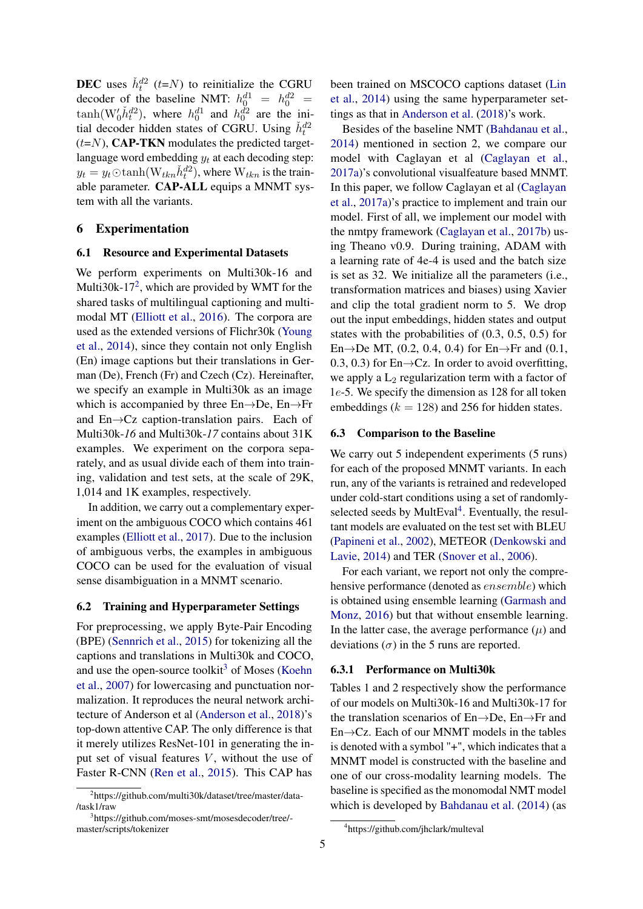**DEC** uses $\check{h}_t^{d2}$ ($t$=$N$) to reinitialize the CGRU decoder of the baseline NMT: $h_0^{d1} = h_0^{d2} = \tanh(\mathrm{W}_0'\check{h}_t^{d2})$, where $h_0^{d1}$ and $h_0^{d2}$ are the initial decoder hidden states of CGRU. Using $\check{h}_t^{d2}$ ($t$=$N$), **CAP-TKN** modulates the predicted target-language word embedding $y_t$ at each decoding step: $y_t = y_t \odot \tanh(\mathrm{W}_{tkn}\check{h}_t^{d2})$, where $\mathrm{W}_{tkn}$ is the trainable parameter. **CAP-ALL** equips a MNMT system with all the variants.

# 6 Experimentation

## 6.1 Resource and Experimental Datasets

We perform experiments on Multi30k-16 and Multi30k-17[2], which are provided by WMT for the shared tasks of multilingual captioning and multimodal MT (Elliott et al., 2016). The corpora are used as the extended versions of Flichr30k (Young et al., 2014), since they contain not only English (En) image captions but their translations in German (De), French (Fr) and Czech (Cz). Hereinafter, we specify an example in Multi30k as an image which is accompanied by three En→De, En→Fr and En→Cz caption-translation pairs. Each of Multi30k-*16* and Multi30k-*17* contains about 31K examples. We experiment on the corpora separately, and as usual divide each of them into training, validation and test sets, at the scale of 29K, 1,014 and 1K examples, respectively.

In addition, we carry out a complementary experiment on the ambiguous COCO which contains 461 examples (Elliott et al., 2017). Due to the inclusion of ambiguous verbs, the examples in ambiguous COCO can be used for the evaluation of visual sense disambiguation in a MNMT scenario.

## 6.2 Training and Hyperparameter Settings

For preprocessing, we apply Byte-Pair Encoding (BPE) (Sennrich et al., 2015) for tokenizing all the captions and translations in Multi30k and COCO, and use the open-source toolkit[3] of Moses (Koehn et al., 2007) for lowercasing and punctuation normalization. It reproduces the neural network architecture of Anderson et al (Anderson et al., 2018)'s top-down attentive CAP. The only difference is that it merely utilizes ResNet-101 in generating the input set of visual features $V$, without the use of Faster R-CNN (Ren et al., 2015). This CAP has been trained on MSCOCO captions dataset (Lin et al., 2014) using the same hyperparameter settings as that in Anderson et al. (2018)'s work.

Besides of the baseline NMT (Bahdanau et al., 2014) mentioned in section 2, we compare our model with Caglayan et al (Caglayan et al., 2017a)'s convolutional visualfeature based MNMT. In this paper, we follow Caglayan et al (Caglayan et al., 2017a)'s practice to implement and train our model. First of all, we implement our model with the nmtpy framework (Caglayan et al., 2017b) using Theano v0.9. During training, ADAM with a learning rate of 4e-4 is used and the batch size is set as 32. We initialize all the parameters (i.e., transformation matrices and biases) using Xavier and clip the total gradient norm to 5. We drop out the input embeddings, hidden states and output states with the probabilities of (0.3, 0.5, 0.5) for En→De MT, (0.2, 0.4, 0.4) for En→Fr and (0.1, 0.3, 0.3) for En→Cz. In order to avoid overfitting, we apply a $\mathrm{L}_2$ regularization term with a factor of $1e$-5. We specify the dimension as 128 for all token embeddings ($k = 128$) and 256 for hidden states.

## 6.3 Comparison to the Baseline

We carry out 5 independent experiments (5 runs) for each of the proposed MNMT variants. In each run, any of the variants is retrained and redeveloped under cold-start conditions using a set of randomly-selected seeds by MultEval[4]. Eventually, the resultant models are evaluated on the test set with BLEU (Papineni et al., 2002), METEOR (Denkowski and Lavie, 2014) and TER (Snover et al., 2006).

For each variant, we report not only the comprehensive performance (denoted as $ensemble$) which is obtained using ensemble learning (Garmash and Monz, 2016) but that without ensemble learning. In the latter case, the average performance ($\mu$) and deviations ($\sigma$) in the 5 runs are reported.

### 6.3.1 Performance on Multi30k

Tables 1 and 2 respectively show the performance of our models on Multi30k-16 and Multi30k-17 for the translation scenarios of En→De, En→Fr and En→Cz. Each of our MNMT models in the tables is denoted with a symbol "+", which indicates that a MNMT model is constructed with the baseline and one of our cross-modality learning models. The baseline is specified as the monomodal NMT model which is developed by Bahdanau et al. (2014) (as

[2] https://github.com/multi30k/dataset/tree/master/data-/task1/raw

[3] https://github.com/moses-smt/mosesdecoder/tree/-master/scripts/tokenizer

[4] https://github.com/jhclark/multeval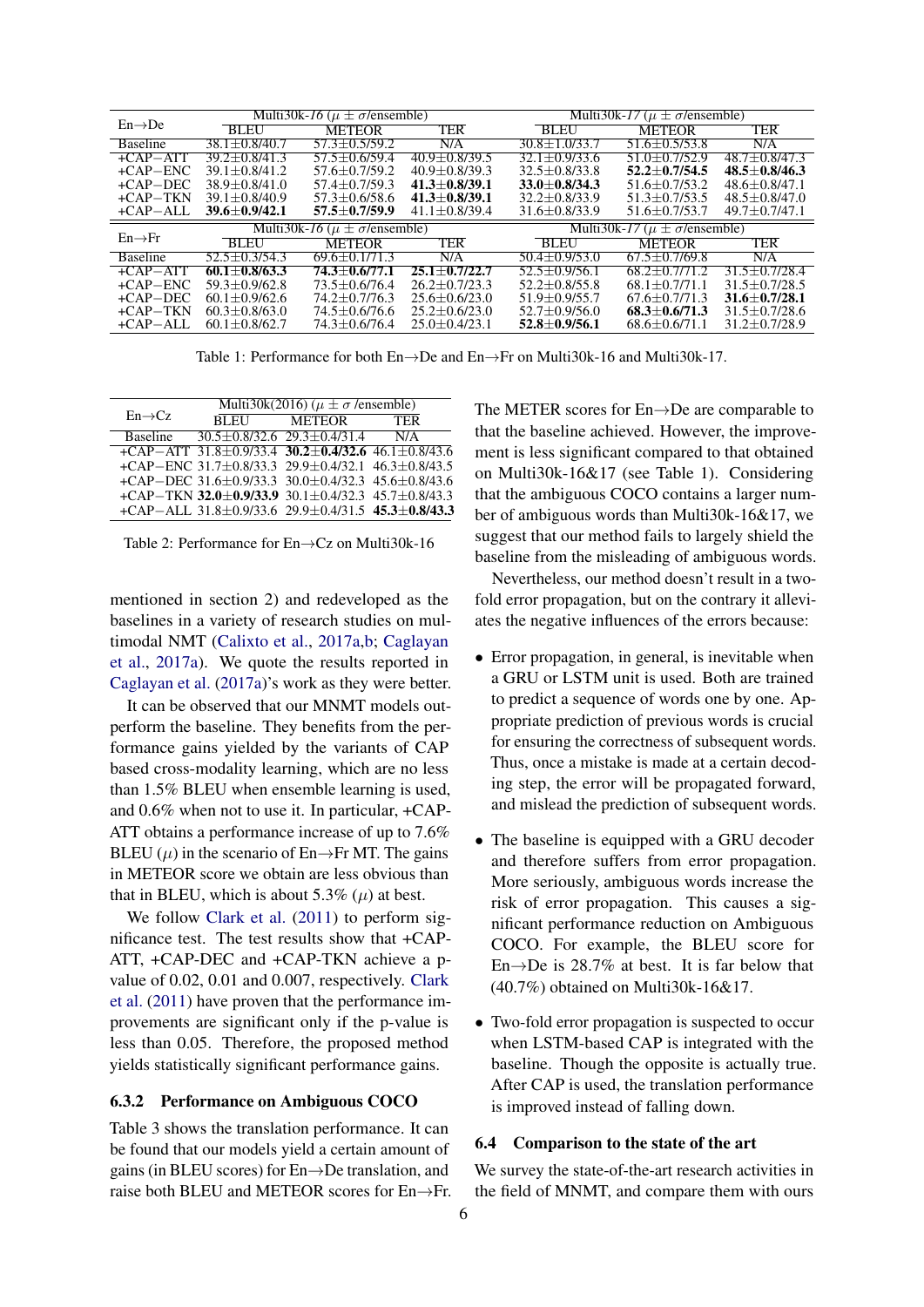| En→De | Multi30k-*16* ($\mu \pm \sigma$/ensemble) | | | Multi30k-*17* ($\mu \pm \sigma$/ensemble) | | |
|---|---|---|---|---|---|---|
| | BLEU | METEOR | TER | BLEU | METEOR | TER |
| Baseline | 38.1±0.8/40.7 | 57.3±0.5/59.2 | N/A | 30.8±1.0/33.7 | 51.6±0.5/53.8 | N/A |
| +CAP−ATT | 39.2±0.8/41.3 | 57.5±0.6/59.4 | 40.9±0.8/39.5 | 32.1±0.9/33.6 | 51.0±0.7/52.9 | 48.7±0.8/47.3 |
| +CAP−ENC | 39.1±0.8/41.2 | 57.6±0.7/59.2 | 40.9±0.8/39.3 | 32.5±0.8/33.8 | **52.2±0.7/54.5** | **48.5±0.8/46.3** |
| +CAP−DEC | 38.9±0.8/41.0 | 57.4±0.7/59.3 | **41.3±0.8/39.1** | **33.0±0.8/34.3** | 51.6±0.7/53.2 | 48.6±0.8/47.1 |
| +CAP−TKN | 39.1±0.8/40.9 | 57.3±0.6/58.6 | **41.3±0.8/39.1** | 32.2±0.8/33.9 | 51.3±0.7/53.5 | 48.5±0.8/47.0 |
| +CAP−ALL | **39.6±0.9/42.1** | **57.5±0.7/59.9** | 41.1±0.8/39.4 | 31.6±0.8/33.9 | 51.6±0.7/53.7 | 49.7±0.8/47.1 |

| En→Fr | Multi30k-*16* ($\mu \pm \sigma$/ensemble) | | | Multi30k-*17* ($\mu \pm \sigma$/ensemble) | | |
|---|---|---|---|---|---|---|
| | BLEU | METEOR | TER | BLEU | METEOR | TER |
| Baseline | 52.5±0.3/54.3 | 69.6±0.1/71.3 | N/A | 50.4±0.9/53.0 | 67.5±0.7/69.8 | N/A |
| +CAP−ATT | **60.1±0.8/63.3** | **74.3±0.6/77.1** | **25.1±0.7/22.7** | 52.5±0.9/56.1 | 68.2±0.7/71.2 | 31.5±0.7/28.4 |
| +CAP−ENC | 59.3±0.9/62.8 | 73.5±0.6/76.4 | 26.2±0.7/23.3 | 52.2±0.8/55.8 | 68.1±0.7/71.1 | 31.5±0.7/28.5 |
| +CAP−DEC | 60.1±0.9/62.6 | 74.2±0.7/76.3 | 25.6±0.6/23.0 | 51.9±0.9/55.7 | 67.6±0.7/71.3 | **31.6±0.7/28.1** |
| +CAP−TKN | 60.3±0.8/63.0 | 74.5±0.6/76.6 | 25.2±0.6/23.0 | 52.7±0.9/56.0 | **68.3±0.6/71.3** | 31.5±0.7/28.6 |
| +CAP−ALL | 60.1±0.8/62.7 | 74.3±0.6/76.4 | 25.0±0.4/23.1 | **52.8±0.9/56.1** | 68.6±0.6/71.1 | 31.2±0.7/28.9 |

Table 1: Performance for both En→De and En→Fr on Multi30k-16 and Multi30k-17.

| En→Cz | Multi30k(2016) ($\mu \pm \sigma$ /ensemble) | | |
|---|---|---|---|
| | BLEU | METEOR | TER |
| Baseline | 30.5±0.8/32.6 | 29.3±0.4/31.4 | N/A |
| +CAP−ATT | 31.8±0.9/33.4 | **30.2±0.4/32.6** | 46.1±0.8/43.6 |
| +CAP−ENC | 31.7±0.8/33.3 | 29.9±0.4/32.1 | 46.3±0.8/43.5 |
| +CAP−DEC | 31.6±0.9/33.3 | 30.0±0.4/32.3 | 45.6±0.8/43.6 |
| +CAP−TKN | **32.0±0.9/33.9** | 30.1±0.4/32.3 | 45.7±0.8/43.3 |
| +CAP−ALL | 31.8±0.9/33.6 | 29.9±0.4/31.5 | **45.3±0.8/43.3** |

Table 2: Performance for En→Cz on Multi30k-16

mentioned in section 2) and redeveloped as the baselines in a variety of research studies on multimodal NMT (Calixto et al., 2017a,b; Caglayan et al., 2017a). We quote the results reported in Caglayan et al. (2017a)'s work as they were better.

It can be observed that our MNMT models outperform the baseline. They benefits from the performance gains yielded by the variants of CAP based cross-modality learning, which are no less than 1.5% BLEU when ensemble learning is used, and 0.6% when not to use it. In particular, +CAP-ATT obtains a performance increase of up to 7.6% BLEU ($\mu$) in the scenario of En→Fr MT. The gains in METEOR score we obtain are less obvious than that in BLEU, which is about 5.3% ($\mu$) at best.

We follow Clark et al. (2011) to perform significance test. The test results show that +CAP-ATT, +CAP-DEC and +CAP-TKN achieve a p-value of 0.02, 0.01 and 0.007, respectively. Clark et al. (2011) have proven that the performance improvements are significant only if the p-value is less than 0.05. Therefore, the proposed method yields statistically significant performance gains.

### 6.3.2 Performance on Ambiguous COCO

Table 3 shows the translation performance. It can be found that our models yield a certain amount of gains (in BLEU scores) for En→De translation, and raise both BLEU and METEOR scores for En→Fr. The METER scores for En→De are comparable to that the baseline achieved. However, the improvement is less significant compared to that obtained on Multi30k-16&17 (see Table 1). Considering that the ambiguous COCO contains a larger number of ambiguous words than Multi30k-16&17, we suggest that our method fails to largely shield the baseline from the misleading of ambiguous words.

Nevertheless, our method doesn't result in a two-fold error propagation, but on the contrary it alleviates the negative influences of the errors because:

- Error propagation, in general, is inevitable when a GRU or LSTM unit is used. Both are trained to predict a sequence of words one by one. Appropriate prediction of previous words is crucial for ensuring the correctness of subsequent words. Thus, once a mistake is made at a certain decoding step, the error will be propagated forward, and mislead the prediction of subsequent words.
- The baseline is equipped with a GRU decoder and therefore suffers from error propagation. More seriously, ambiguous words increase the risk of error propagation. This causes a significant performance reduction on Ambiguous COCO. For example, the BLEU score for En→De is 28.7% at best. It is far below that (40.7%) obtained on Multi30k-16&17.
- Two-fold error propagation is suspected to occur when LSTM-based CAP is integrated with the baseline. Though the opposite is actually true. After CAP is used, the translation performance is improved instead of falling down.

## 6.4 Comparison to the state of the art

We survey the state-of-the-art research activities in the field of MNMT, and compare them with ours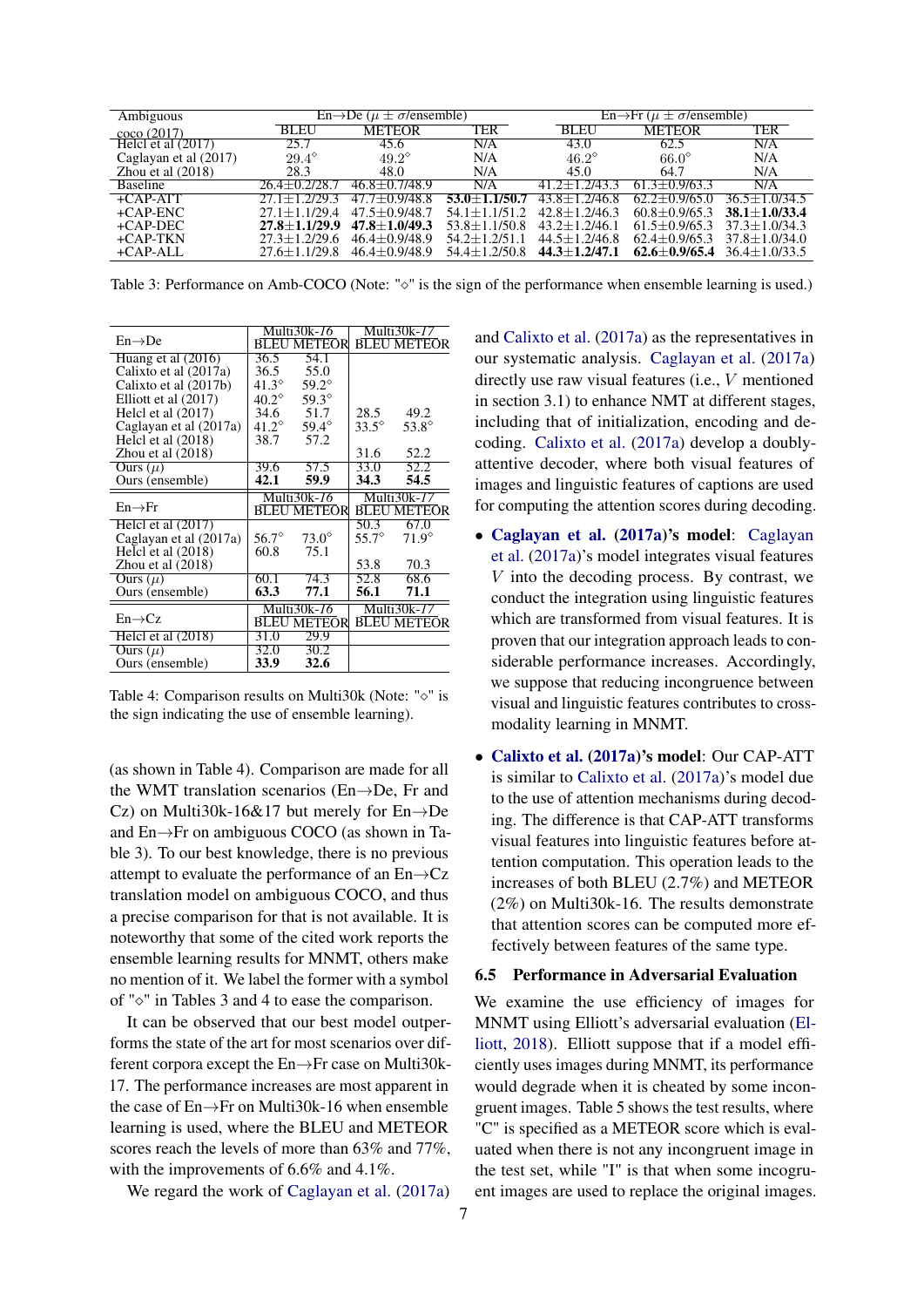| Ambiguous coco (2017) | En→De ($\mu \pm \sigma$/ensemble) | | | En→Fr ($\mu \pm \sigma$/ensemble) | | |
|---|---|---|---|---|---|---|
| | BLEU | METEOR | TER | BLEU | METEOR | TER |
| Helcl et al (2017) | 25.7 | 45.6 | N/A | 43.0 | 62.5 | N/A |
| Caglayan et al (2017) | 29.4$^\diamond$ | 49.2$^\diamond$ | N/A | 46.2$^\diamond$ | 66.0$^\diamond$ | N/A |
| Zhou et al (2018) | 28.3 | 48.0 | N/A | 45.0 | 64.7 | N/A |
| Baseline | 26.4±0.2/28.7 | 46.8±0.7/48.9 | N/A | 41.2±1.2/43.3 | 61.3±0.9/63.3 | N/A |
| +CAP-ATT | 27.1±1.2/29.3 | 47.7±0.9/48.8 | **53.0±1.1/50.7** | 43.8±1.2/46.8 | 62.2±0.9/65.0 | 36.5±1.0/34.5 |
| +CAP-ENC | 27.1±1.1/29.4 | 47.5±0.9/48.7 | 54.1±1.1/51.2 | 42.8±1.2/46.3 | 60.8±0.9/65.3 | **38.1±1.0/33.4** |
| +CAP-DEC | **27.8±1.1/29.9** | **47.8±1.0/49.3** | 53.8±1.1/50.8 | 43.2±1.2/46.1 | 61.5±0.9/65.3 | 37.3±1.0/34.3 |
| +CAP-TKN | 27.3±1.2/29.6 | 46.4±0.9/48.9 | 54.2±1.2/51.1 | 44.5±1.2/46.8 | 62.4±0.9/65.3 | 37.8±1.0/34.0 |
| +CAP-ALL | 27.6±1.1/29.8 | 46.4±0.9/48.9 | 54.4±1.2/50.8 | **44.3±1.2/47.1** | **62.6±0.9/65.4** | 36.4±1.0/33.5 |

Table 3: Performance on Amb-COCO (Note: "$\diamond$" is the sign of the performance when ensemble learning is used.)

| En→De | Multi30k-*16* | | Multi30k-*17* | |
|---|---|---|---|---|
| | BLEU | METEOR | BLEU | METEOR |
| Huang et al (2016) | 36.5 | 54.1 | | |
| Calixto et al (2017a) | 36.5 | 55.0 | | |
| Calixto et al (2017b) | 41.3$^\diamond$ | 59.2$^\diamond$ | | |
| Elliott et al (2017) | 40.2$^\diamond$ | 59.3$^\diamond$ | | |
| Helcl et al (2017) | 34.6 | 51.7 | 28.5 | 49.2 |
| Caglayan et al (2017a) | 41.2$^\diamond$ | 59.4$^\diamond$ | 33.5$^\diamond$ | 53.8$^\diamond$ |
| Helcl et al (2018) | 38.7 | 57.2 | | |
| Zhou et al (2018) | | | 31.6 | 52.2 |
| Ours ($\mu$) | 39.6 | 57.5 | 33.0 | 52.2 |
| Ours (ensemble) | **42.1** | **59.9** | **34.3** | **54.5** |
| **En→Fr** | **Multi30k-*16*** | | **Multi30k-*17*** | |
| | BLEU | METEOR | BLEU | METEOR |
| Helcl et al (2017) | | | 50.3 | 67.0 |
| Caglayan et al (2017a) | 56.7$^\diamond$ | 73.0$^\diamond$ | 55.7$^\diamond$ | 71.9$^\diamond$ |
| Helcl et al (2018) | 60.8 | 75.1 | | |
| Zhou et al (2018) | | | 53.8 | 70.3 |
| Ours ($\mu$) | 60.1 | 74.3 | 52.8 | 68.6 |
| Ours (ensemble) | **63.3** | **77.1** | **56.1** | **71.1** |
| **En→Cz** | **Multi30k-*16*** | | **Multi30k-*17*** | |
| | BLEU | METEOR | BLEU | METEOR |
| Helcl et al (2018) | 31.0 | 29.9 | | |
| Ours ($\mu$) | 32.0 | 30.2 | | |
| Ours (ensemble) | **33.9** | **32.6** | | |

Table 4: Comparison results on Multi30k (Note: "$\diamond$" is the sign indicating the use of ensemble learning).

(as shown in Table 4). Comparison are made for all the WMT translation scenarios (En→De, Fr and Cz) on Multi30k-16&17 but merely for En→De and En→Fr on ambiguous COCO (as shown in Table 3). To our best knowledge, there is no previous attempt to evaluate the performance of an En→Cz translation model on ambiguous COCO, and thus a precise comparison for that is not available. It is noteworthy that some of the cited work reports the ensemble learning results for MNMT, others make no mention of it. We label the former with a symbol of "$\diamond$" in Tables 3 and 4 to ease the comparison.

It can be observed that our best model outperforms the state of the art for most scenarios over different corpora except the En→Fr case on Multi30k-17. The performance increases are most apparent in the case of En→Fr on Multi30k-16 when ensemble learning is used, where the BLEU and METEOR scores reach the levels of more than 63% and 77%, with the improvements of 6.6% and 4.1%.

We regard the work of Caglayan et al. (2017a) and Calixto et al. (2017a) as the representatives in our systematic analysis. Caglayan et al. (2017a) directly use raw visual features (i.e., $V$ mentioned in section 3.1) to enhance NMT at different stages, including that of initialization, encoding and decoding. Calixto et al. (2017a) develop a doubly-attentive decoder, where both visual features of images and linguistic features of captions are used for computing the attention scores during decoding.

- **Caglayan et al. (2017a)'s model**: Caglayan et al. (2017a)'s model integrates visual features $V$ into the decoding process. By contrast, we conduct the integration using linguistic features which are transformed from visual features. It is proven that our integration approach leads to considerable performance increases. Accordingly, we suppose that reducing incongruence between visual and linguistic features contributes to cross-modality learning in MNMT.
- **Calixto et al. (2017a)'s model**: Our CAP-ATT is similar to Calixto et al. (2017a)'s model due to the use of attention mechanisms during decoding. The difference is that CAP-ATT transforms visual features into linguistic features before attention computation. This operation leads to the increases of both BLEU (2.7%) and METEOR (2%) on Multi30k-16. The results demonstrate that attention scores can be computed more effectively between features of the same type.

### 6.5 Performance in Adversarial Evaluation

We examine the use efficiency of images for MNMT using Elliott's adversarial evaluation (Elliott, 2018). Elliott suppose that if a model efficiently uses images during MNMT, its performance would degrade when it is cheated by some incongruent images. Table 5 shows the test results, where "C" is specified as a METEOR score which is evaluated when there is not any incongruent image in the test set, while "I" is that when some incogruent images are used to replace the original images.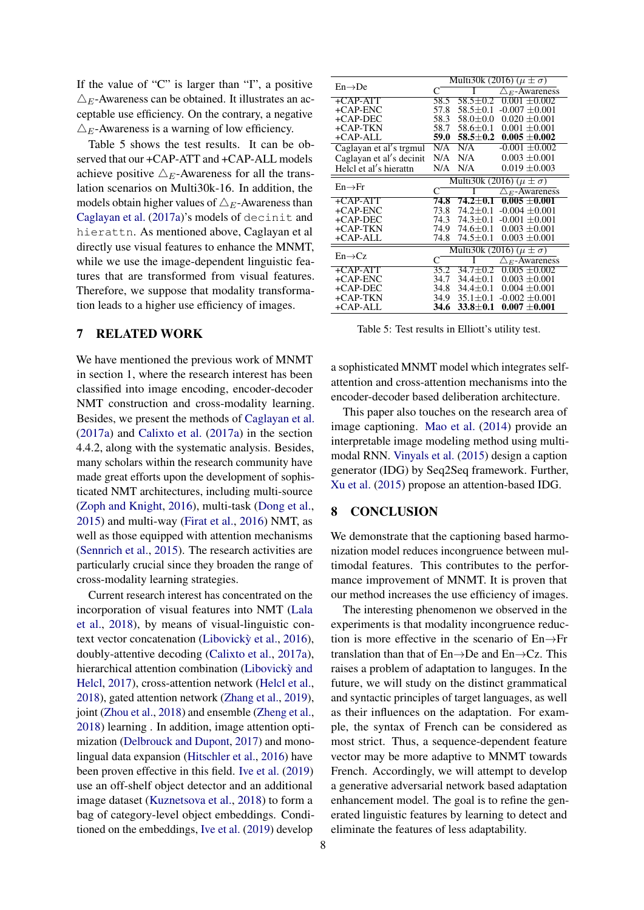If the value of "C" is larger than "I", a positive $\triangle_E$-Awareness can be obtained. It illustrates an acceptable use efficiency. On the contrary, a negative $\triangle_E$-Awareness is a warning of low efficiency.

Table 5 shows the test results. It can be observed that our +CAP-ATT and +CAP-ALL models achieve positive $\triangle_E$-Awareness for all the translation scenarios on Multi30k-16. In addition, the models obtain higher values of $\triangle_E$-Awareness than Caglayan et al. (2017a)'s models of `decinit` and `hierattn`. As mentioned above, Caglayan et al directly use visual features to enhance the MNMT, while we use the image-dependent linguistic features that are transformed from visual features. Therefore, we suppose that modality transformation leads to a higher use efficiency of images.

| En→De | Multi30k (2016) ($\mu \pm \sigma$) | | |
|---|---|---|---|
| | C | I | $\triangle_E$-Awareness |
| +CAP-ATT | 58.5 | 58.5±0.2 | 0.001 ±0.002 |
| +CAP-ENC | 57.8 | 58.5±0.1 | -0.007 ±0.001 |
| +CAP-DEC | 58.3 | 58.0±0.0 | 0.020 ±0.001 |
| +CAP-TKN | 58.7 | 58.6±0.1 | 0.001 ±0.001 |
| +CAP-ALL | **59.0** | **58.5±0.2** | **0.005 ±0.002** |
| Caglayan et al′s trgmul | N/A | N/A | -0.001 ±0.002 |
| Caglayan et al′s decinit | N/A | N/A | 0.003 ±0.001 |
| Helcl et al′s hierattn | N/A | N/A | 0.019 ±0.003 |
| **En→Fr** | **C** | **I** | **$\triangle_E$-Awareness** |
| +CAP-ATT | **74.8** | **74.2±0.1** | **0.005 ±0.001** |
| +CAP-ENC | 73.8 | 74.2±0.1 | -0.004 ±0.001 |
| +CAP-DEC | 74.3 | 74.3±0.1 | -0.001 ±0.001 |
| +CAP-TKN | 74.9 | 74.6±0.1 | 0.003 ±0.001 |
| +CAP-ALL | 74.8 | 74.5±0.1 | 0.003 ±0.001 |
| **En→Cz** | **C** | **I** | **$\triangle_E$-Awareness** |
| +CAP-ATT | 35.2 | 34.7±0.2 | 0.005 ±0.002 |
| +CAP-ENC | 34.7 | 34.4±0.1 | 0.003 ±0.001 |
| +CAP-DEC | 34.8 | 34.4±0.1 | 0.004 ±0.001 |
| +CAP-TKN | 34.9 | 35.1±0.1 | -0.002 ±0.001 |
| +CAP-ALL | **34.6** | **33.8±0.1** | **0.007 ±0.001** |

Table 5: Test results in Elliott's utility test.

## 7 RELATED WORK

We have mentioned the previous work of MNMT in section 1, where the research interest has been classified into image encoding, encoder-decoder NMT construction and cross-modality learning. Besides, we present the methods of Caglayan et al. (2017a) and Calixto et al. (2017a) in the section 4.4.2, along with the systematic analysis. Besides, many scholars within the research community have made great efforts upon the development of sophisticated NMT architectures, including multi-source (Zoph and Knight, 2016), multi-task (Dong et al., 2015) and multi-way (Firat et al., 2016) NMT, as well as those equipped with attention mechanisms (Sennrich et al., 2015). The research activities are particularly crucial since they broaden the range of cross-modality learning strategies.

Current research interest has concentrated on the incorporation of visual features into NMT (Lala et al., 2018), by means of visual-linguistic context vector concatenation (Libovickỳ et al., 2016), doubly-attentive decoding (Calixto et al., 2017a), hierarchical attention combination (Libovickỳ and Helcl, 2017), cross-attention network (Helcl et al., 2018), gated attention network (Zhang et al., 2019), joint (Zhou et al., 2018) and ensemble (Zheng et al., 2018) learning . In addition, image attention optimization (Delbrouck and Dupont, 2017) and monolingual data expansion (Hitschler et al., 2016) have been proven effective in this field. Ive et al. (2019) use an off-shelf object detector and an additional image dataset (Kuznetsova et al., 2018) to form a bag of category-level object embeddings. Conditioned on the embeddings, Ive et al. (2019) develop a sophisticated MNMT model which integrates self-attention and cross-attention mechanisms into the encoder-decoder based deliberation architecture.

This paper also touches on the research area of image captioning. Mao et al. (2014) provide an interpretable image modeling method using multimodal RNN. Vinyals et al. (2015) design a caption generator (IDG) by Seq2Seq framework. Further, Xu et al. (2015) propose an attention-based IDG.

## 8 CONCLUSION

We demonstrate that the captioning based harmonization model reduces incongruence between multimodal features. This contributes to the performance improvement of MNMT. It is proven that our method increases the use efficiency of images.

The interesting phenomenon we observed in the experiments is that modality incongruence reduction is more effective in the scenario of En→Fr translation than that of En→De and En→Cz. This raises a problem of adaptation to languages. In the future, we will study on the distinct grammatical and syntactic principles of target languages, as well as their influences on the adaptation. For example, the syntax of French can be considered as most strict. Thus, a sequence-dependent feature vector may be more adaptive to MNMT towards French. Accordingly, we will attempt to develop a generative adversarial network based adaptation enhancement model. The goal is to refine the generated linguistic features by learning to detect and eliminate the features of less adaptability.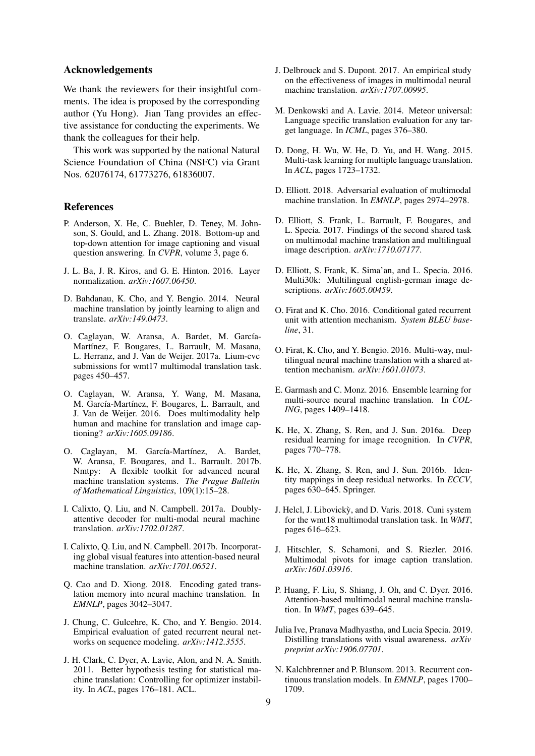## Acknowledgements

We thank the reviewers for their insightful comments. The idea is proposed by the corresponding author (Yu Hong). Jian Tang provides an effective assistance for conducting the experiments. We thank the colleagues for their help.

This work was supported by the national Natural Science Foundation of China (NSFC) via Grant Nos. 62076174, 61773276, 61836007.

## References

P. Anderson, X. He, C. Buehler, D. Teney, M. Johnson, S. Gould, and L. Zhang. 2018. Bottom-up and top-down attention for image captioning and visual question answering. In *CVPR*, volume 3, page 6.

J. L. Ba, J. R. Kiros, and G. E. Hinton. 2016. Layer normalization. *arXiv:1607.06450*.

D. Bahdanau, K. Cho, and Y. Bengio. 2014. Neural machine translation by jointly learning to align and translate. *arXiv:149.0473*.

O. Caglayan, W. Aransa, A. Bardet, M. García-Martínez, F. Bougares, L. Barrault, M. Masana, L. Herranz, and J. Van de Weijer. 2017a. Lium-cvc submissions for wmt17 multimodal translation task. pages 450–457.

O. Caglayan, W. Aransa, Y. Wang, M. Masana, M. García-Martínez, F. Bougares, L. Barrault, and J. Van de Weijer. 2016. Does multimodality help human and machine for translation and image captioning? *arXiv:1605.09186*.

O. Caglayan, M. García-Martínez, A. Bardet, W. Aransa, F. Bougares, and L. Barrault. 2017b. Nmtpy: A flexible toolkit for advanced neural machine translation systems. *The Prague Bulletin of Mathematical Linguistics*, 109(1):15–28.

I. Calixto, Q. Liu, and N. Campbell. 2017a. Doubly-attentive decoder for multi-modal neural machine translation. *arXiv:1702.01287*.

I. Calixto, Q. Liu, and N. Campbell. 2017b. Incorporating global visual features into attention-based neural machine translation. *arXiv:1701.06521*.

Q. Cao and D. Xiong. 2018. Encoding gated translation memory into neural machine translation. In *EMNLP*, pages 3042–3047.

J. Chung, C. Gulcehre, K. Cho, and Y. Bengio. 2014. Empirical evaluation of gated recurrent neural networks on sequence modeling. *arXiv:1412.3555*.

J. H. Clark, C. Dyer, A. Lavie, Alon, and N. A. Smith. 2011. Better hypothesis testing for statistical machine translation: Controlling for optimizer instability. In *ACL*, pages 176–181. ACL.

J. Delbrouck and S. Dupont. 2017. An empirical study on the effectiveness of images in multimodal neural machine translation. *arXiv:1707.00995*.

M. Denkowski and A. Lavie. 2014. Meteor universal: Language specific translation evaluation for any target language. In *ICML*, pages 376–380.

D. Dong, H. Wu, W. He, D. Yu, and H. Wang. 2015. Multi-task learning for multiple language translation. In *ACL*, pages 1723–1732.

D. Elliott. 2018. Adversarial evaluation of multimodal machine translation. In *EMNLP*, pages 2974–2978.

D. Elliott, S. Frank, L. Barrault, F. Bougares, and L. Specia. 2017. Findings of the second shared task on multimodal machine translation and multilingual image description. *arXiv:1710.07177*.

D. Elliott, S. Frank, K. Sima'an, and L. Specia. 2016. Multi30k: Multilingual english-german image descriptions. *arXiv:1605.00459*.

O. Firat and K. Cho. 2016. Conditional gated recurrent unit with attention mechanism. *System BLEU baseline*, 31.

O. Firat, K. Cho, and Y. Bengio. 2016. Multi-way, multilingual neural machine translation with a shared attention mechanism. *arXiv:1601.01073*.

E. Garmash and C. Monz. 2016. Ensemble learning for multi-source neural machine translation. In *COLING*, pages 1409–1418.

K. He, X. Zhang, S. Ren, and J. Sun. 2016a. Deep residual learning for image recognition. In *CVPR*, pages 770–778.

K. He, X. Zhang, S. Ren, and J. Sun. 2016b. Identity mappings in deep residual networks. In *ECCV*, pages 630–645. Springer.

J. Helcl, J. Libovickỳ, and D. Varis. 2018. Cuni system for the wmt18 multimodal translation task. In *WMT*, pages 616–623.

J. Hitschler, S. Schamoni, and S. Riezler. 2016. Multimodal pivots for image caption translation. *arXiv:1601.03916*.

P. Huang, F. Liu, S. Shiang, J. Oh, and C. Dyer. 2016. Attention-based multimodal neural machine translation. In *WMT*, pages 639–645.

Julia Ive, Pranava Madhyastha, and Lucia Specia. 2019. Distilling translations with visual awareness. *arXiv preprint arXiv:1906.07701*.

N. Kalchbrenner and P. Blunsom. 2013. Recurrent continuous translation models. In *EMNLP*, pages 1700–1709.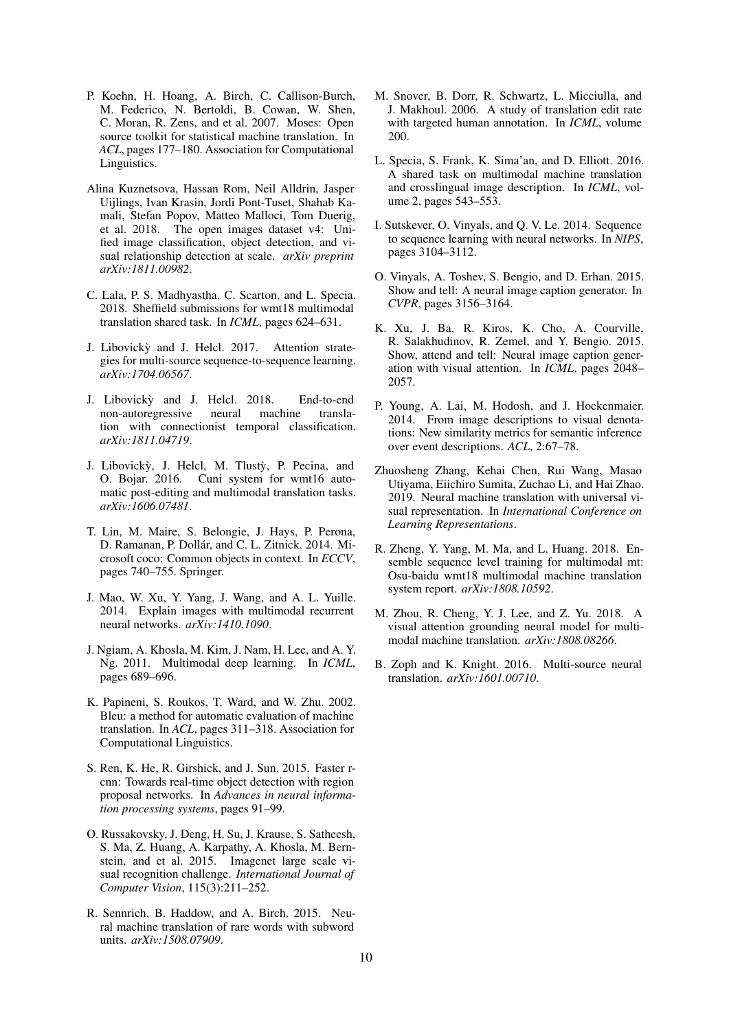P. Koehn, H. Hoang, A. Birch, C. Callison-Burch, M. Federico, N. Bertoldi, B. Cowan, W. Shen, C. Moran, R. Zens, and et al. 2007. Moses: Open source toolkit for statistical machine translation. In *ACL*, pages 177–180. Association for Computational Linguistics.

Alina Kuznetsova, Hassan Rom, Neil Alldrin, Jasper Uijlings, Ivan Krasin, Jordi Pont-Tuset, Shahab Kamali, Stefan Popov, Matteo Malloci, Tom Duerig, et al. 2018. The open images dataset v4: Unified image classification, object detection, and visual relationship detection at scale. *arXiv preprint arXiv:1811.00982*.

C. Lala, P. S. Madhyastha, C. Scarton, and L. Specia. 2018. Sheffield submissions for wmt18 multimodal translation shared task. In *ICML*, pages 624–631.

J. Libovickỳ and J. Helcl. 2017. Attention strategies for multi-source sequence-to-sequence learning. *arXiv:1704.06567*.

J. Libovickỳ and J. Helcl. 2018. End-to-end non-autoregressive neural machine translation with connectionist temporal classification. *arXiv:1811.04719*.

J. Libovickỳ, J. Helcl, M. Tlustỳ, P. Pecina, and O. Bojar. 2016. Cuni system for wmt16 automatic post-editing and multimodal translation tasks. *arXiv:1606.07481*.

T. Lin, M. Maire, S. Belongie, J. Hays, P. Perona, D. Ramanan, P. Dollár, and C. L. Zitnick. 2014. Microsoft coco: Common objects in context. In *ECCV*, pages 740–755. Springer.

J. Mao, W. Xu, Y. Yang, J. Wang, and A. L. Yuille. 2014. Explain images with multimodal recurrent neural networks. *arXiv:1410.1090*.

J. Ngiam, A. Khosla, M. Kim, J. Nam, H. Lee, and A. Y. Ng. 2011. Multimodal deep learning. In *ICML*, pages 689–696.

K. Papineni, S. Roukos, T. Ward, and W. Zhu. 2002. Bleu: a method for automatic evaluation of machine translation. In *ACL*, pages 311–318. Association for Computational Linguistics.

S. Ren, K. He, R. Girshick, and J. Sun. 2015. Faster r-cnn: Towards real-time object detection with region proposal networks. In *Advances in neural information processing systems*, pages 91–99.

O. Russakovsky, J. Deng, H. Su, J. Krause, S. Satheesh, S. Ma, Z. Huang, A. Karpathy, A. Khosla, M. Bernstein, and et al. 2015. Imagenet large scale visual recognition challenge. *International Journal of Computer Vision*, 115(3):211–252.

R. Sennrich, B. Haddow, and A. Birch. 2015. Neural machine translation of rare words with subword units. *arXiv:1508.07909*.

M. Snover, B. Dorr, R. Schwartz, L. Micciulla, and J. Makhoul. 2006. A study of translation edit rate with targeted human annotation. In *ICML*, volume 200.

L. Specia, S. Frank, K. Sima'an, and D. Elliott. 2016. A shared task on multimodal machine translation and crosslingual image description. In *ICML*, volume 2, pages 543–553.

I. Sutskever, O. Vinyals, and Q. V. Le. 2014. Sequence to sequence learning with neural networks. In *NIPS*, pages 3104–3112.

O. Vinyals, A. Toshev, S. Bengio, and D. Erhan. 2015. Show and tell: A neural image caption generator. In *CVPR*, pages 3156–3164.

K. Xu, J. Ba, R. Kiros, K. Cho, A. Courville, R. Salakhudinov, R. Zemel, and Y. Bengio. 2015. Show, attend and tell: Neural image caption generation with visual attention. In *ICML*, pages 2048–2057.

P. Young, A. Lai, M. Hodosh, and J. Hockenmaier. 2014. From image descriptions to visual denotations: New similarity metrics for semantic inference over event descriptions. *ACL*, 2:67–78.

Zhuosheng Zhang, Kehai Chen, Rui Wang, Masao Utiyama, Eiichiro Sumita, Zuchao Li, and Hai Zhao. 2019. Neural machine translation with universal visual representation. In *International Conference on Learning Representations*.

R. Zheng, Y. Yang, M. Ma, and L. Huang. 2018. Ensemble sequence level training for multimodal mt: Osu-baidu wmt18 multimodal machine translation system report. *arXiv:1808.10592*.

M. Zhou, R. Cheng, Y. J. Lee, and Z. Yu. 2018. A visual attention grounding neural model for multimodal machine translation. *arXiv:1808.08266*.

B. Zoph and K. Knight. 2016. Multi-source neural translation. *arXiv:1601.00710*.